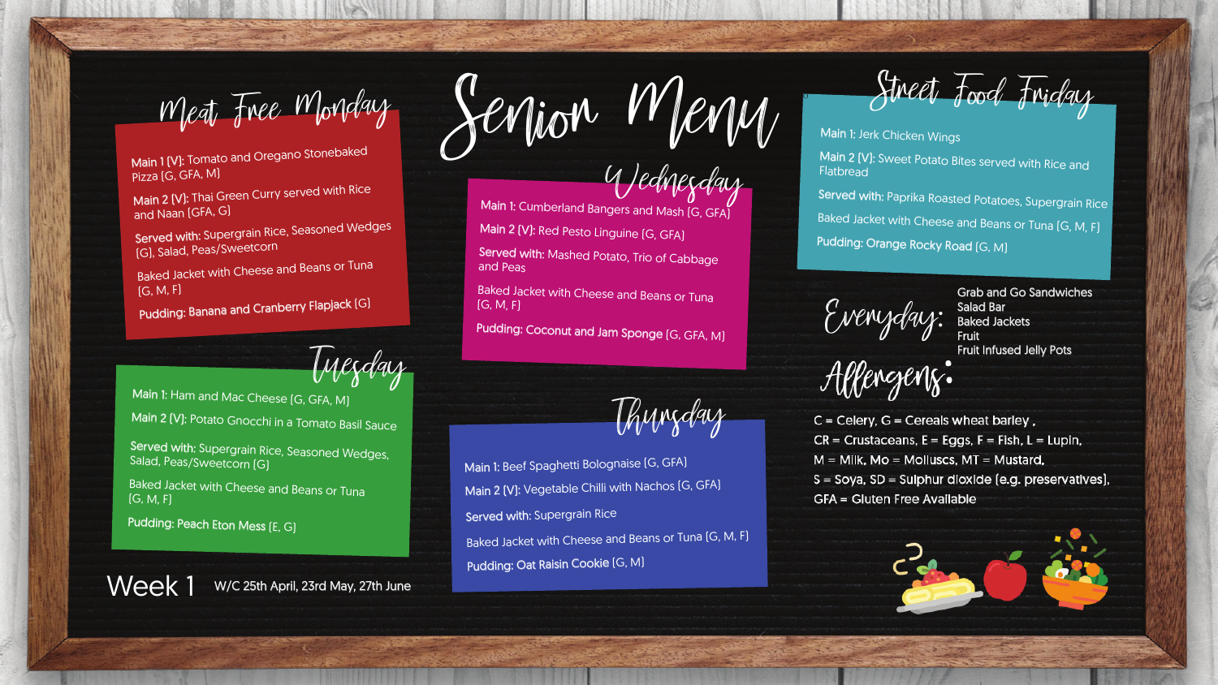# Senior Menu

## Meat Free Monday

**Main 1 (V):** Tomato and Oregano Stonebaked Pizza [G, GFA, M]

**Main 2 (V):** Thai Green Curry served with Rice and Naan [GFA, G]

**Served with:** Supergrain Rice, Seasoned Wedges [G], Salad, Peas/Sweetcorn

Baked Jacket with Cheese and Beans or Tuna [G, M, F]

**Pudding:** Banana and Cranberry Flapjack [G]

## Tuesday

**Main 1:** Ham and Mac Cheese [G, GFA, M]

**Main 2 (V):** Potato Gnocchi in a Tomato Basil Sauce

**Served with:** Supergrain Rice, Seasoned Wedges, Salad, Peas/Sweetcorn [G]

Baked Jacket with Cheese and Beans or Tuna [G, M, F]

**Pudding:** Peach Eton Mess [E, G]

## Wednesday

**Main 1:** Cumberland Bangers and Mash [G, GFA]

**Main 2 (V):** Red Pesto Linguine [G, GFA]

**Served with:** Mashed Potato, Trio of Cabbage and Peas

Baked Jacket with Cheese and Beans or Tuna [G, M, F]

**Pudding:** Coconut and Jam Sponge [G, GFA, M]

## Thursday

**Main 1:** Beef Spaghetti Bolognaise [G, GFA]

**Main 2 (V):** Vegetable Chilli with Nachos [G, GFA]

**Served with:** Supergrain Rice

Baked Jacket with Cheese and Beans or Tuna [G, M, F]

**Pudding:** Oat Raisin Cookie [G, M]

## Street Food Friday

**Main 1:** Jerk Chicken Wings

**Main 2 (V):** Sweet Potato Bites served with Rice and Flatbread

**Served with:** Paprika Roasted Potatoes, Supergrain Rice

Baked Jacket with Cheese and Beans or Tuna [G, M, F]

**Pudding:** Orange Rocky Road [G, M]

## Everyday:

- Grab and Go Sandwiches
- Salad Bar
- Baked Jackets
- Fruit
- Fruit Infused Jelly Pots

## Allergens:

C = Celery, G = Cereals wheat barley,
CR = Crustaceans, E = Eggs, F = Fish, L = Lupin,
M = Milk, Mo = Molluscs, MT = Mustard,
S = Soya, SD = Sulphur dioxide (e.g. preservatives),
GFA = Gluten Free Available

**Week 1** W/C 25th April, 23rd May, 27th June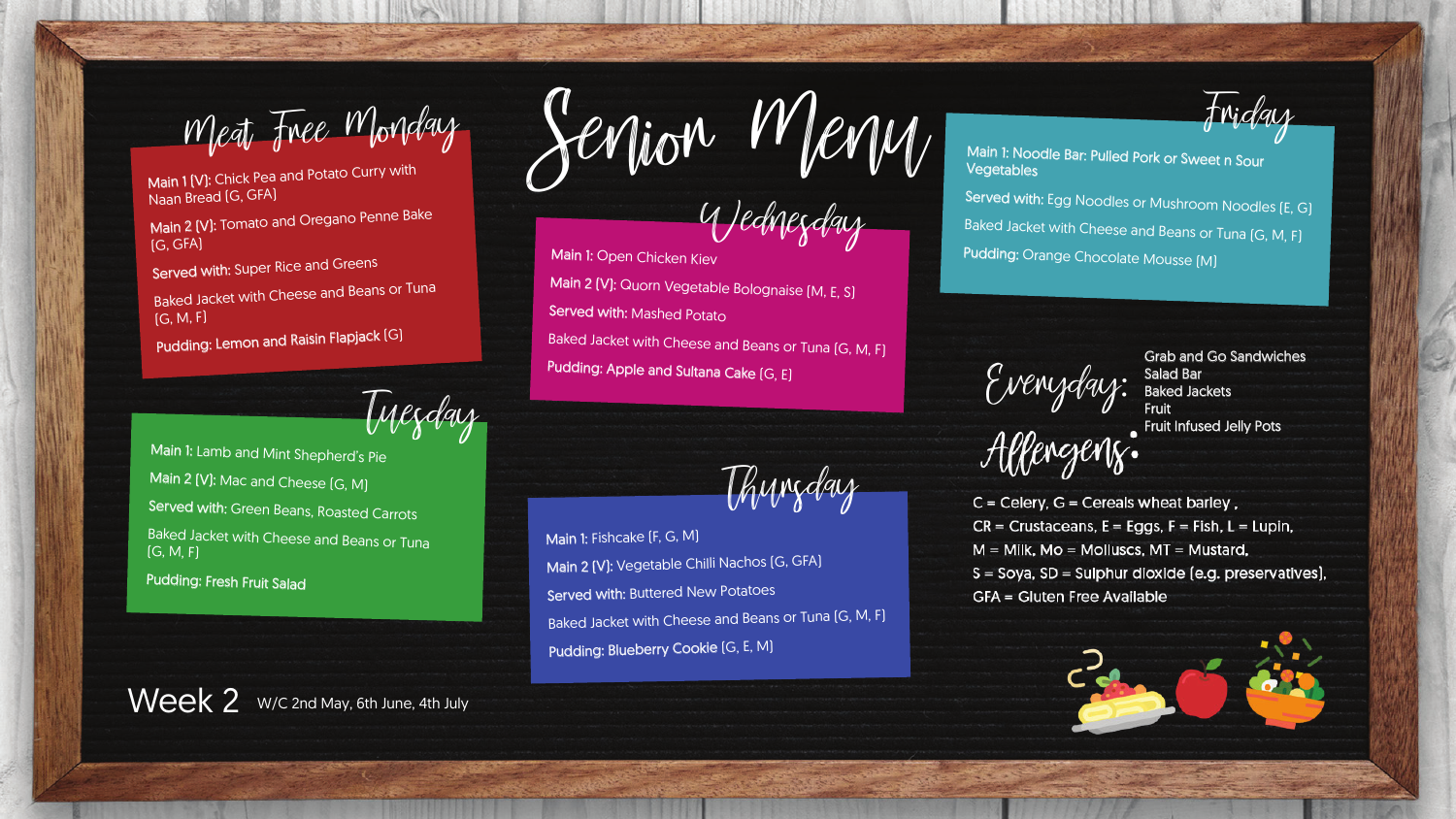# Senior Menu

## Meat Free Monday

**Main 1 (V):** Chick Pea and Potato Curry with Naan Bread (G, GFA)

**Main 2 (V):** Tomato and Oregano Penne Bake (G, GFA)

**Served with:** Super Rice and Greens

Baked Jacket with Cheese and Beans or Tuna (G, M, F)

**Pudding:** Lemon and Raisin Flapjack (G)

## Tuesday

**Main 1:** Lamb and Mint Shepherd's Pie

**Main 2 (V):** Mac and Cheese (G, M)

**Served with:** Green Beans, Roasted Carrots

Baked Jacket with Cheese and Beans or Tuna (G, M, F)

**Pudding:** Fresh Fruit Salad

## Wednesday

**Main 1:** Open Chicken Kiev

**Main 2 (V):** Quorn Vegetable Bolognaise (M, E, S)

**Served with:** Mashed Potato

Baked Jacket with Cheese and Beans or Tuna (G, M, F)

**Pudding:** Apple and Sultana Cake (G, E)

## Thursday

**Main 1:** Fishcake (F, G, M)

**Main 2 (V):** Vegetable Chilli Nachos (G, GFA)

**Served with:** Buttered New Potatoes

Baked Jacket with Cheese and Beans or Tuna (G, M, F)

**Pudding:** Blueberry Cookie (G, E, M)

## Friday

**Main 1:** Noodle Bar: Pulled Pork or Sweet n Sour Vegetables

**Served with:** Egg Noodles or Mushroom Noodles (E, G)

Baked Jacket with Cheese and Beans or Tuna (G, M, F)

**Pudding:** Orange Chocolate Mousse (M)

## Everyday:

- Grab and Go Sandwiches
- Salad Bar
- Baked Jackets
- Fruit
- Fruit Infused Jelly Pots

## Allergens:

C = Celery, G = Cereals wheat barley ,
CR = Crustaceans, E = Eggs, F = Fish, L = Lupin,
M = Milk, Mo = Molluscs, MT = Mustard,
S = Soya, SD = Sulphur dioxide (e.g. preservatives),
GFA = Gluten Free Available

**Week 2** W/C 2nd May, 6th June, 4th July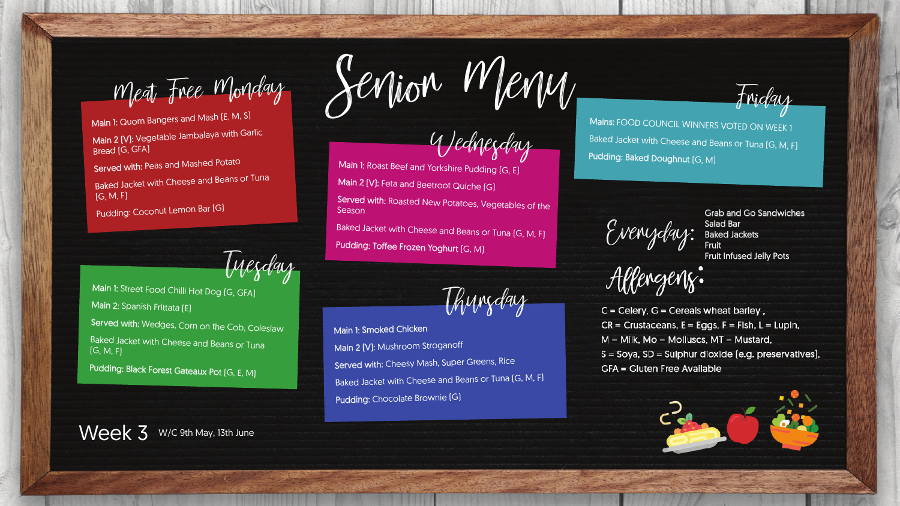# Senior Menu

## Meat Free Monday

**Main 1:** Quorn Bangers and Mash [E, M, S]

**Main 2 [V]:** Vegetable Jambalaya with Garlic Bread [G, GFA]

**Served with:** Peas and Mashed Potato

Baked Jacket with Cheese and Beans or Tuna [G, M, F]

**Pudding:** Coconut Lemon Bar [G]

## Tuesday

**Main 1:** Street Food Chilli Hot Dog [G, GFA]

**Main 2:** Spanish Frittata [E]

**Served with:** Wedges, Corn on the Cob, Coleslaw

Baked Jacket with Cheese and Beans or Tuna [G, M, F]

**Pudding:** Black Forest Gateaux Pot [G, E, M]

## Wednesday

**Main 1:** Roast Beef and Yorkshire Pudding [G, E]

**Main 2 [V]:** Feta and Beetroot Quiche [G]

**Served with:** Roasted New Potatoes, Vegetables of the Season

Baked Jacket with Cheese and Beans or Tuna [G, M, F]

**Pudding:** Toffee Frozen Yoghurt [G, M]

## Thursday

**Main 1:** Smoked Chicken

**Main 2 [V]:** Mushroom Stroganoff

**Served with:** Cheesy Mash, Super Greens, Rice

Baked Jacket with Cheese and Beans or Tuna [G, M, F]

**Pudding:** Chocolate Brownie [G]

## Friday

**Mains:** FOOD COUNCIL WINNERS VOTED ON WEEK 1

Baked Jacket with Cheese and Beans or Tuna [G, M, F]

**Pudding:** Baked Doughnut [G, M]

## Everyday:

- Grab and Go Sandwiches
- Salad Bar
- Baked Jackets
- Fruit
- Fruit Infused Jelly Pots

## Allergens:

C = Celery, G = Cereals wheat barley ,
CR = Crustaceans, E = Eggs, F = Fish, L = Lupin,
M = Milk, Mo = Molluscs, MT = Mustard,
S = Soya, SD = Sulphur dioxide (e.g. preservatives),
GFA = Gluten Free Available

**Week 3** W/C 9th May, 13th June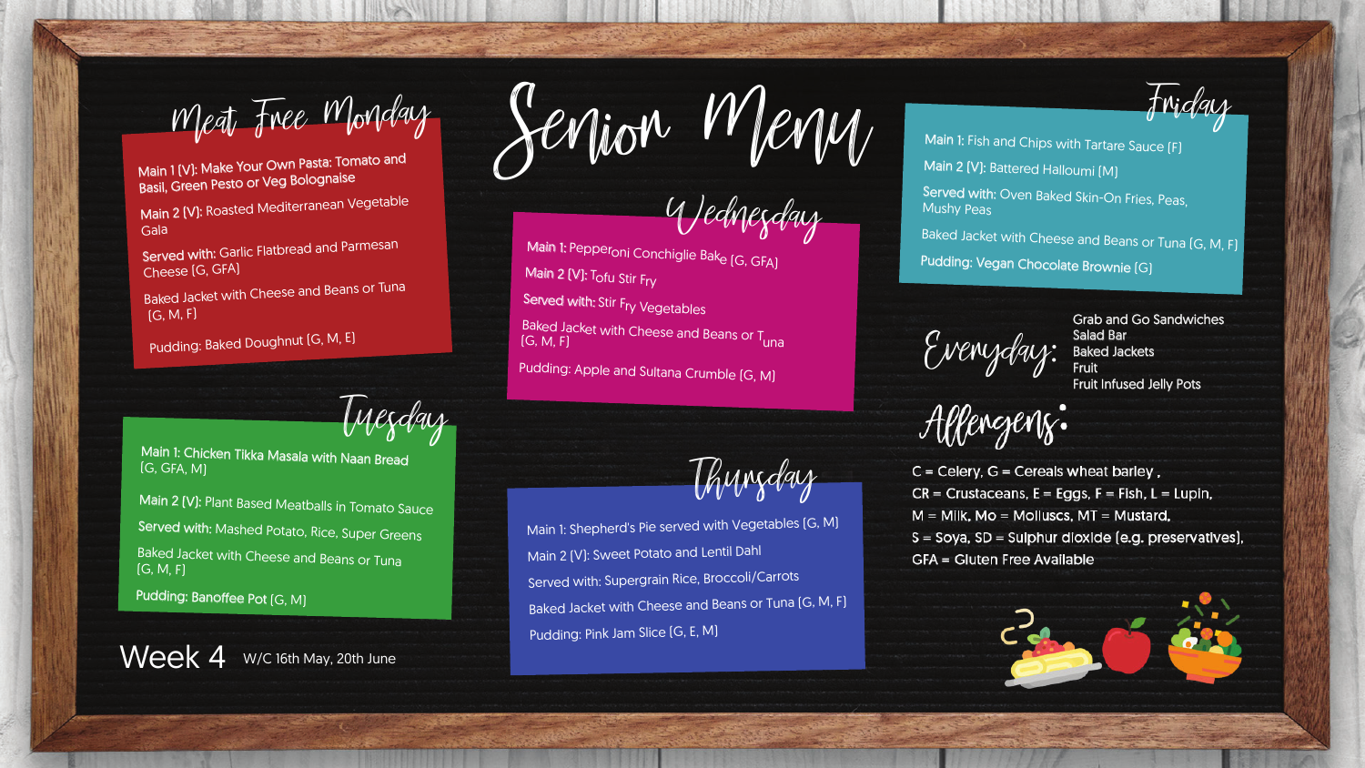# Senior Menu

## Meat Free Monday

**Main 1 (V):** Make Your Own Pasta: Tomato and Basil, Green Pesto or Veg Bolognaise

**Main 2 (V):** Roasted Mediterranean Vegetable Gala

**Served with:** Garlic Flatbread and Parmesan Cheese [G, GFA]

Baked Jacket with Cheese and Beans or Tuna [G, M, F]

**Pudding:** Baked Doughnut [G, M, E]

## Tuesday

**Main 1:** Chicken Tikka Masala with Naan Bread [G, GFA, M]

**Main 2 (V):** Plant Based Meatballs in Tomato Sauce

**Served with:** Mashed Potato, Rice, Super Greens

Baked Jacket with Cheese and Beans or Tuna [G, M, F]

**Pudding:** Banoffee Pot [G, M]

## Wednesday

**Main 1:** Pepperoni Conchiglie Bake [G, GFA]

**Main 2 (V):** Tofu Stir Fry

**Served with:** Stir Fry Vegetables

Baked Jacket with Cheese and Beans or Tuna [G, M, F]

**Pudding:** Apple and Sultana Crumble [G, M]

## Thursday

**Main 1:** Shepherd's Pie served with Vegetables [G, M]

**Main 2 (V):** Sweet Potato and Lentil Dahl

**Served with:** Supergrain Rice, Broccoli/Carrots

Baked Jacket with Cheese and Beans or Tuna [G, M, F]

**Pudding:** Pink Jam Slice [G, E, M]

## Friday

**Main 1:** Fish and Chips with Tartare Sauce [F]

**Main 2 (V):** Battered Halloumi [M]

**Served with:** Oven Baked Skin-On Fries, Peas, Mushy Peas

Baked Jacket with Cheese and Beans or Tuna [G, M, F]

**Pudding:** Vegan Chocolate Brownie [G]

## Everyday:

- Grab and Go Sandwiches
- Salad Bar
- Baked Jackets
- Fruit
- Fruit Infused Jelly Pots

## Allergens:

C = Celery, G = Cereals wheat barley,
CR = Crustaceans, E = Eggs, F = Fish, L = Lupin,
M = Milk, Mo = Molluscs, MT = Mustard,
S = Soya, SD = Sulphur dioxide (e.g. preservatives),
GFA = Gluten Free Available

**Week 4** W/C 16th May, 20th June